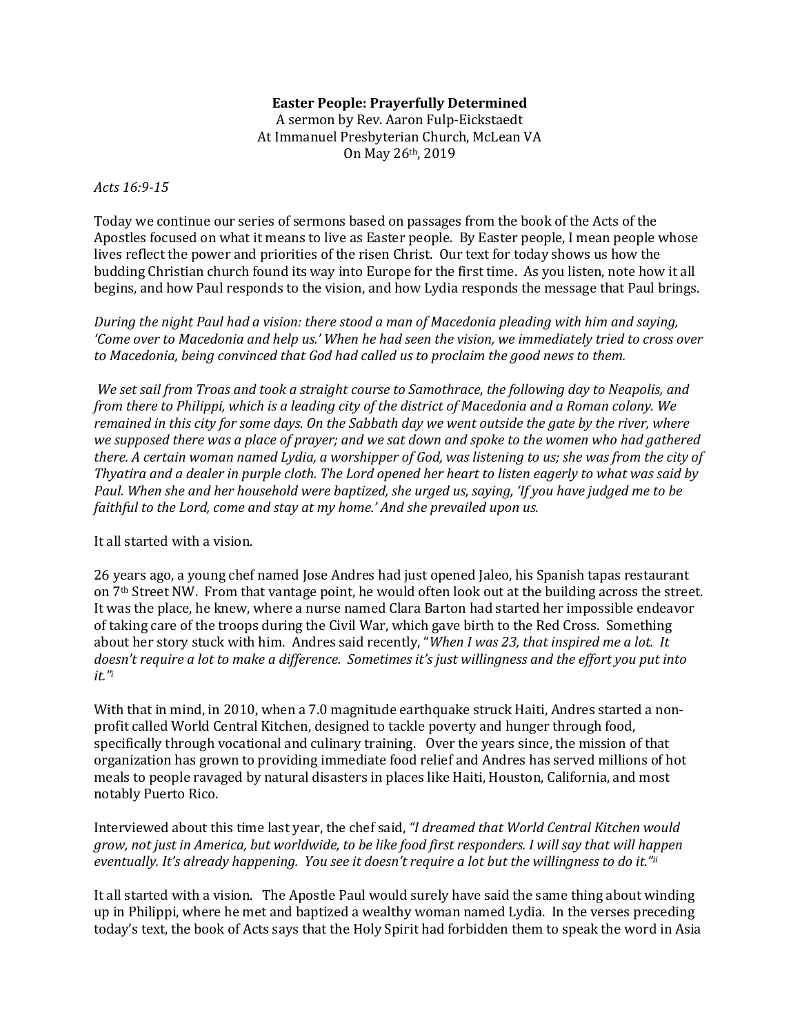**Easter People: Prayerfully Determined**

A sermon by Rev. Aaron Fulp-Eickstaedt
At Immanuel Presbyterian Church, McLean VA
On May 26th, 2019

*Acts 16:9-15*

Today we continue our series of sermons based on passages from the book of the Acts of the Apostles focused on what it means to live as Easter people. By Easter people, I mean people whose lives reflect the power and priorities of the risen Christ. Our text for today shows us how the budding Christian church found its way into Europe for the first time. As you listen, note how it all begins, and how Paul responds to the vision, and how Lydia responds the message that Paul brings.

*During the night Paul had a vision: there stood a man of Macedonia pleading with him and saying, 'Come over to Macedonia and help us.' When he had seen the vision, we immediately tried to cross over to Macedonia, being convinced that God had called us to proclaim the good news to them.*

*We set sail from Troas and took a straight course to Samothrace, the following day to Neapolis, and from there to Philippi, which is a leading city of the district of Macedonia and a Roman colony. We remained in this city for some days. On the Sabbath day we went outside the gate by the river, where we supposed there was a place of prayer; and we sat down and spoke to the women who had gathered there. A certain woman named Lydia, a worshipper of God, was listening to us; she was from the city of Thyatira and a dealer in purple cloth. The Lord opened her heart to listen eagerly to what was said by Paul. When she and her household were baptized, she urged us, saying, 'If you have judged me to be faithful to the Lord, come and stay at my home.' And she prevailed upon us.*

It all started with a vision.

26 years ago, a young chef named Jose Andres had just opened Jaleo, his Spanish tapas restaurant on 7th Street NW. From that vantage point, he would often look out at the building across the street. It was the place, he knew, where a nurse named Clara Barton had started her impossible endeavor of taking care of the troops during the Civil War, which gave birth to the Red Cross. Something about her story stuck with him. Andres said recently, "*When I was 23, that inspired me a lot. It doesn't require a lot to make a difference. Sometimes it's just willingness and the effort you put into it.*"[i]

With that in mind, in 2010, when a 7.0 magnitude earthquake struck Haiti, Andres started a non-profit called World Central Kitchen, designed to tackle poverty and hunger through food, specifically through vocational and culinary training. Over the years since, the mission of that organization has grown to providing immediate food relief and Andres has served millions of hot meals to people ravaged by natural disasters in places like Haiti, Houston, California, and most notably Puerto Rico.

Interviewed about this time last year, the chef said, *"I dreamed that World Central Kitchen would grow, not just in America, but worldwide, to be like food first responders. I will say that will happen eventually. It's already happening. You see it doesn't require a lot but the willingness to do it."*[ii]

It all started with a vision. The Apostle Paul would surely have said the same thing about winding up in Philippi, where he met and baptized a wealthy woman named Lydia. In the verses preceding today's text, the book of Acts says that the Holy Spirit had forbidden them to speak the word in Asia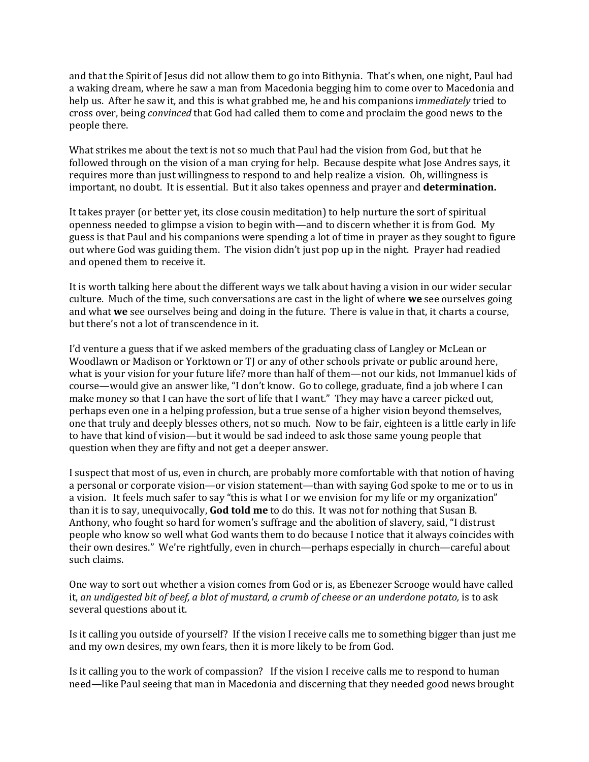and that the Spirit of Jesus did not allow them to go into Bithynia. That's when, one night, Paul had a waking dream, where he saw a man from Macedonia begging him to come over to Macedonia and help us. After he saw it, and this is what grabbed me, he and his companions i*mmediately* tried to cross over, being *convinced* that God had called them to come and proclaim the good news to the people there.

What strikes me about the text is not so much that Paul had the vision from God, but that he followed through on the vision of a man crying for help. Because despite what Jose Andres says, it requires more than just willingness to respond to and help realize a vision. Oh, willingness is important, no doubt. It is essential. But it also takes openness and prayer and **determination.**

It takes prayer (or better yet, its close cousin meditation) to help nurture the sort of spiritual openness needed to glimpse a vision to begin with—and to discern whether it is from God. My guess is that Paul and his companions were spending a lot of time in prayer as they sought to figure out where God was guiding them. The vision didn't just pop up in the night. Prayer had readied and opened them to receive it.

It is worth talking here about the different ways we talk about having a vision in our wider secular culture. Much of the time, such conversations are cast in the light of where **we** see ourselves going and what **we** see ourselves being and doing in the future. There is value in that, it charts a course, but there's not a lot of transcendence in it.

I'd venture a guess that if we asked members of the graduating class of Langley or McLean or Woodlawn or Madison or Yorktown or TJ or any of other schools private or public around here, what is your vision for your future life? more than half of them—not our kids, not Immanuel kids of course—would give an answer like, "I don't know. Go to college, graduate, find a job where I can make money so that I can have the sort of life that I want." They may have a career picked out, perhaps even one in a helping profession, but a true sense of a higher vision beyond themselves, one that truly and deeply blesses others, not so much. Now to be fair, eighteen is a little early in life to have that kind of vision—but it would be sad indeed to ask those same young people that question when they are fifty and not get a deeper answer.

I suspect that most of us, even in church, are probably more comfortable with that notion of having a personal or corporate vision—or vision statement—than with saying God spoke to me or to us in a vision. It feels much safer to say "this is what I or we envision for my life or my organization" than it is to say, unequivocally, **God told me** to do this. It was not for nothing that Susan B. Anthony, who fought so hard for women's suffrage and the abolition of slavery, said, "I distrust people who know so well what God wants them to do because I notice that it always coincides with their own desires." We're rightfully, even in church—perhaps especially in church—careful about such claims.

One way to sort out whether a vision comes from God or is, as Ebenezer Scrooge would have called it, *an undigested bit of beef, a blot of mustard, a crumb of cheese or an underdone potato,* is to ask several questions about it.

Is it calling you outside of yourself? If the vision I receive calls me to something bigger than just me and my own desires, my own fears, then it is more likely to be from God.

Is it calling you to the work of compassion? If the vision I receive calls me to respond to human need—like Paul seeing that man in Macedonia and discerning that they needed good news brought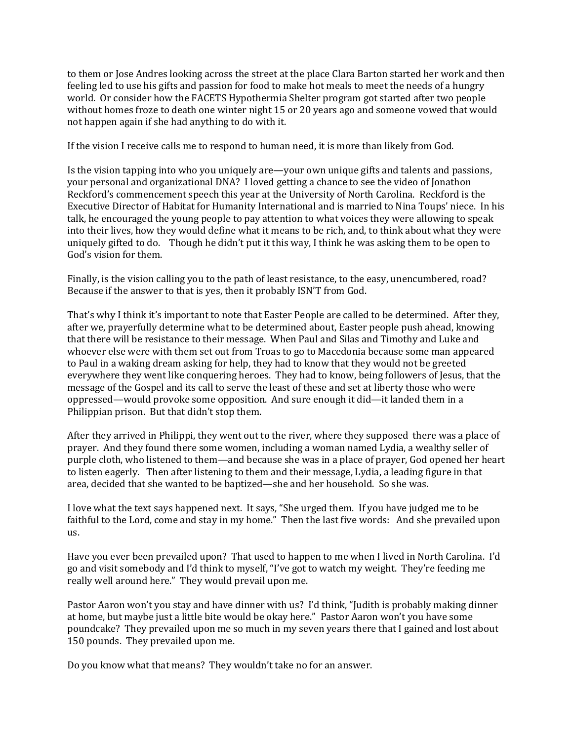to them or Jose Andres looking across the street at the place Clara Barton started her work and then feeling led to use his gifts and passion for food to make hot meals to meet the needs of a hungry world. Or consider how the FACETS Hypothermia Shelter program got started after two people without homes froze to death one winter night 15 or 20 years ago and someone vowed that would not happen again if she had anything to do with it.

If the vision I receive calls me to respond to human need, it is more than likely from God.

Is the vision tapping into who you uniquely are—your own unique gifts and talents and passions, your personal and organizational DNA? I loved getting a chance to see the video of Jonathon Reckford's commencement speech this year at the University of North Carolina. Reckford is the Executive Director of Habitat for Humanity International and is married to Nina Toups' niece. In his talk, he encouraged the young people to pay attention to what voices they were allowing to speak into their lives, how they would define what it means to be rich, and, to think about what they were uniquely gifted to do. Though he didn't put it this way, I think he was asking them to be open to God's vision for them.

Finally, is the vision calling you to the path of least resistance, to the easy, unencumbered, road? Because if the answer to that is yes, then it probably ISN'T from God.

That's why I think it's important to note that Easter People are called to be determined. After they, after we, prayerfully determine what to be determined about, Easter people push ahead, knowing that there will be resistance to their message. When Paul and Silas and Timothy and Luke and whoever else were with them set out from Troas to go to Macedonia because some man appeared to Paul in a waking dream asking for help, they had to know that they would not be greeted everywhere they went like conquering heroes. They had to know, being followers of Jesus, that the message of the Gospel and its call to serve the least of these and set at liberty those who were oppressed—would provoke some opposition. And sure enough it did—it landed them in a Philippian prison. But that didn't stop them.

After they arrived in Philippi, they went out to the river, where they supposed there was a place of prayer. And they found there some women, including a woman named Lydia, a wealthy seller of purple cloth, who listened to them—and because she was in a place of prayer, God opened her heart to listen eagerly. Then after listening to them and their message, Lydia, a leading figure in that area, decided that she wanted to be baptized—she and her household. So she was.

I love what the text says happened next. It says, "She urged them. If you have judged me to be faithful to the Lord, come and stay in my home." Then the last five words: And she prevailed upon us.

Have you ever been prevailed upon? That used to happen to me when I lived in North Carolina. I'd go and visit somebody and I'd think to myself, "I've got to watch my weight. They're feeding me really well around here." They would prevail upon me.

Pastor Aaron won't you stay and have dinner with us? I'd think, "Judith is probably making dinner at home, but maybe just a little bite would be okay here." Pastor Aaron won't you have some poundcake? They prevailed upon me so much in my seven years there that I gained and lost about 150 pounds. They prevailed upon me.

Do you know what that means? They wouldn't take no for an answer.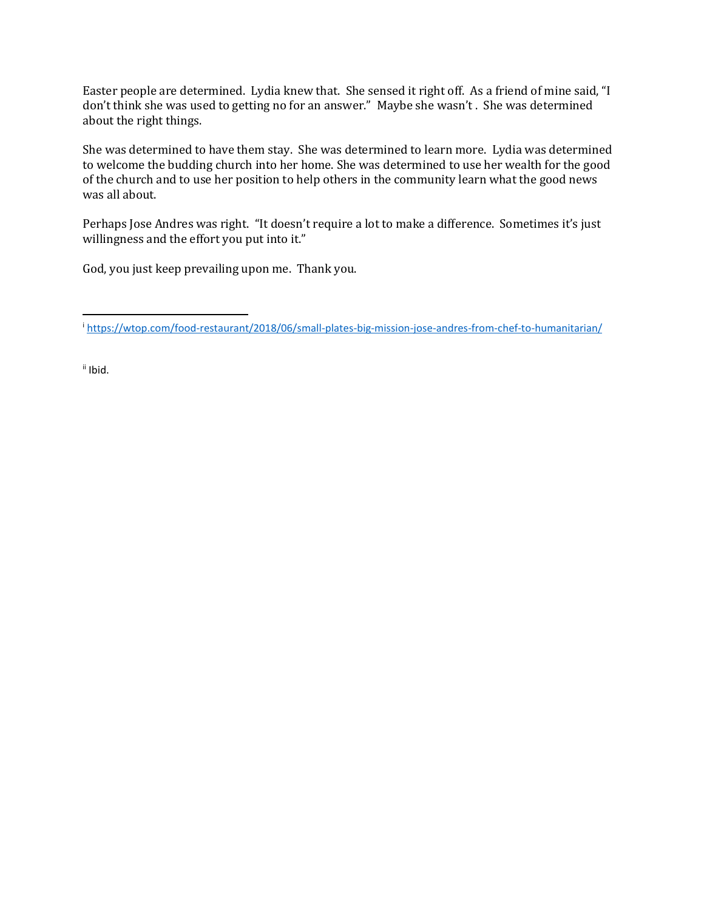Easter people are determined. Lydia knew that. She sensed it right off. As a friend of mine said, "I don't think she was used to getting no for an answer." Maybe she wasn't . She was determined about the right things.

She was determined to have them stay. She was determined to learn more. Lydia was determined to welcome the budding church into her home. She was determined to use her wealth for the good of the church and to use her position to help others in the community learn what the good news was all about.

Perhaps Jose Andres was right. "It doesn't require a lot to make a difference. Sometimes it's just willingness and the effort you put into it."

God, you just keep prevailing upon me. Thank you.

---

[i] https://wtop.com/food-restaurant/2018/06/small-plates-big-mission-jose-andres-from-chef-to-humanitarian/

[ii] Ibid.